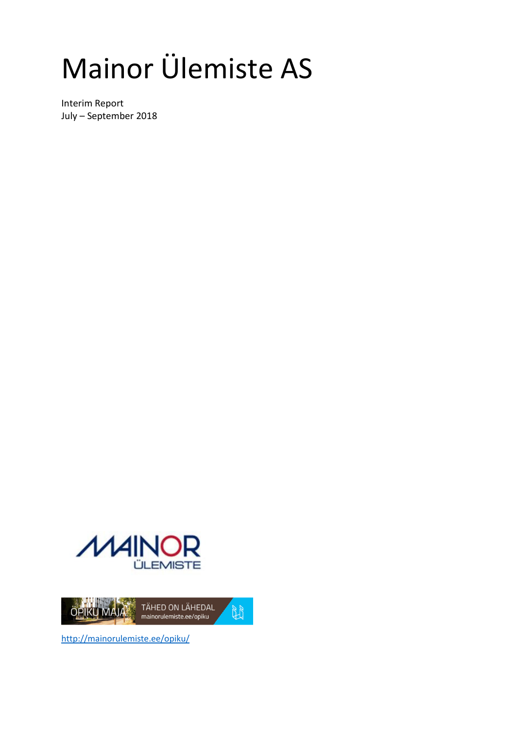# Mainor Ülemiste AS

Interim Report
July – September 2018

http://mainorulemiste.ee/opiku/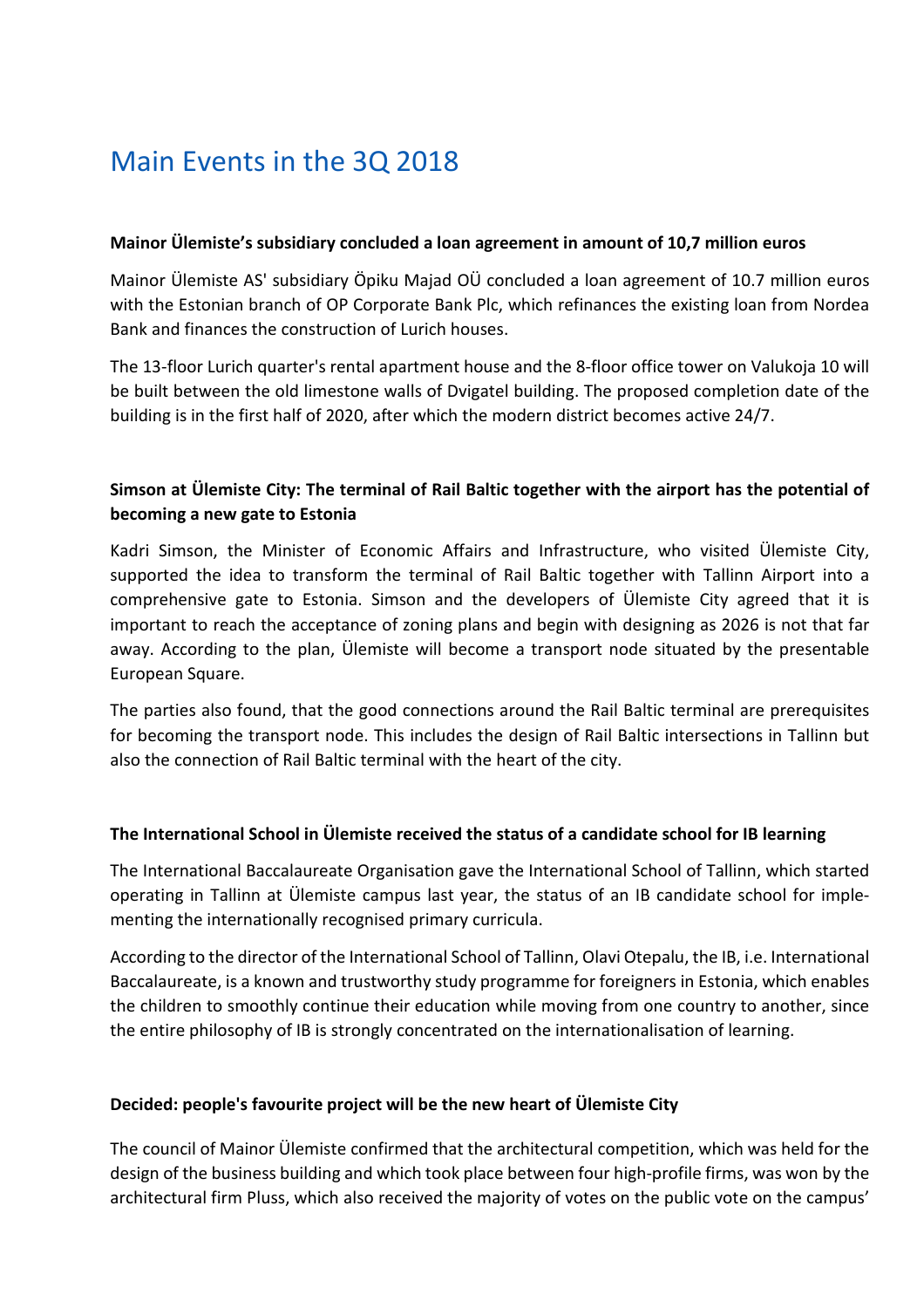# Main Events in the 3Q 2018

**Mainor Ülemiste's subsidiary concluded a loan agreement in amount of 10,7 million euros**

Mainor Ülemiste AS' subsidiary Öpiku Majad OÜ concluded a loan agreement of 10.7 million euros with the Estonian branch of OP Corporate Bank Plc, which refinances the existing loan from Nordea Bank and finances the construction of Lurich houses.

The 13-floor Lurich quarter's rental apartment house and the 8-floor office tower on Valukoja 10 will be built between the old limestone walls of Dvigatel building. The proposed completion date of the building is in the first half of 2020, after which the modern district becomes active 24/7.

**Simson at Ülemiste City: The terminal of Rail Baltic together with the airport has the potential of becoming a new gate to Estonia**

Kadri Simson, the Minister of Economic Affairs and Infrastructure, who visited Ülemiste City, supported the idea to transform the terminal of Rail Baltic together with Tallinn Airport into a comprehensive gate to Estonia. Simson and the developers of Ülemiste City agreed that it is important to reach the acceptance of zoning plans and begin with designing as 2026 is not that far away. According to the plan, Ülemiste will become a transport node situated by the presentable European Square.

The parties also found, that the good connections around the Rail Baltic terminal are prerequisites for becoming the transport node. This includes the design of Rail Baltic intersections in Tallinn but also the connection of Rail Baltic terminal with the heart of the city.

**The International School in Ülemiste received the status of a candidate school for IB learning**

The International Baccalaureate Organisation gave the International School of Tallinn, which started operating in Tallinn at Ülemiste campus last year, the status of an IB candidate school for implementing the internationally recognised primary curricula.

According to the director of the International School of Tallinn, Olavi Otepalu, the IB, i.e. International Baccalaureate, is a known and trustworthy study programme for foreigners in Estonia, which enables the children to smoothly continue their education while moving from one country to another, since the entire philosophy of IB is strongly concentrated on the internationalisation of learning.

**Decided: people's favourite project will be the new heart of Ülemiste City**

The council of Mainor Ülemiste confirmed that the architectural competition, which was held for the design of the business building and which took place between four high-profile firms, was won by the architectural firm Pluss, which also received the majority of votes on the public vote on the campus'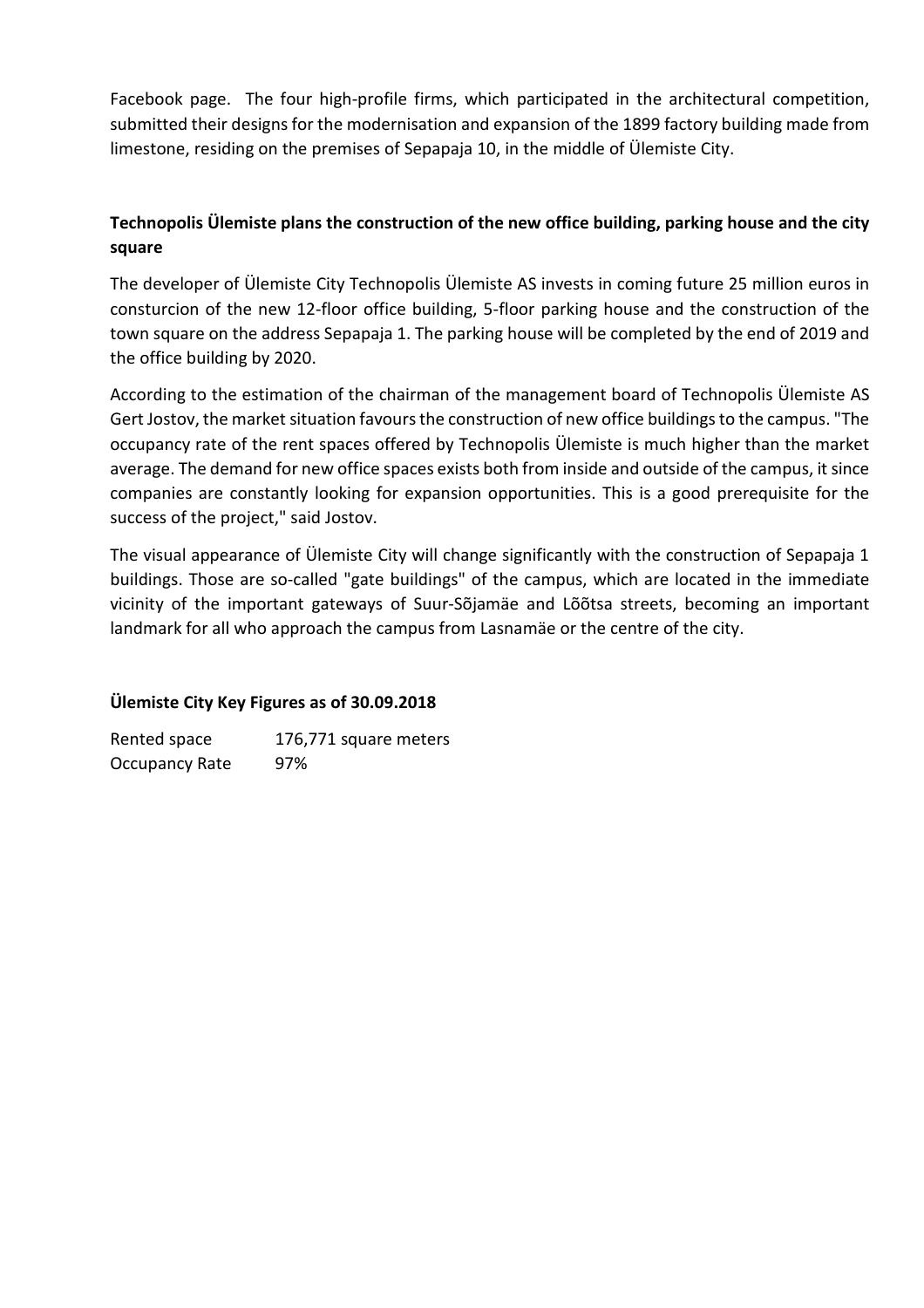Facebook page. The four high-profile firms, which participated in the architectural competition, submitted their designs for the modernisation and expansion of the 1899 factory building made from limestone, residing on the premises of Sepapaja 10, in the middle of Ülemiste City.

**Technopolis Ülemiste plans the construction of the new office building, parking house and the city square**

The developer of Ülemiste City Technopolis Ülemiste AS invests in coming future 25 million euros in consturcion of the new 12-floor office building, 5-floor parking house and the construction of the town square on the address Sepapaja 1. The parking house will be completed by the end of 2019 and the office building by 2020.

According to the estimation of the chairman of the management board of Technopolis Ülemiste AS Gert Jostov, the market situation favours the construction of new office buildings to the campus. "The occupancy rate of the rent spaces offered by Technopolis Ülemiste is much higher than the market average. The demand for new office spaces exists both from inside and outside of the campus, it since companies are constantly looking for expansion opportunities. This is a good prerequisite for the success of the project," said Jostov.

The visual appearance of Ülemiste City will change significantly with the construction of Sepapaja 1 buildings. Those are so-called "gate buildings" of the campus, which are located in the immediate vicinity of the important gateways of Suur-Sõjamäe and Lõõtsa streets, becoming an important landmark for all who approach the campus from Lasnamäe or the centre of the city.

**Ülemiste City Key Figures as of 30.09.2018**

| | |
|---|---|
| Rented space | 176,771 square meters |
| Occupancy Rate | 97% |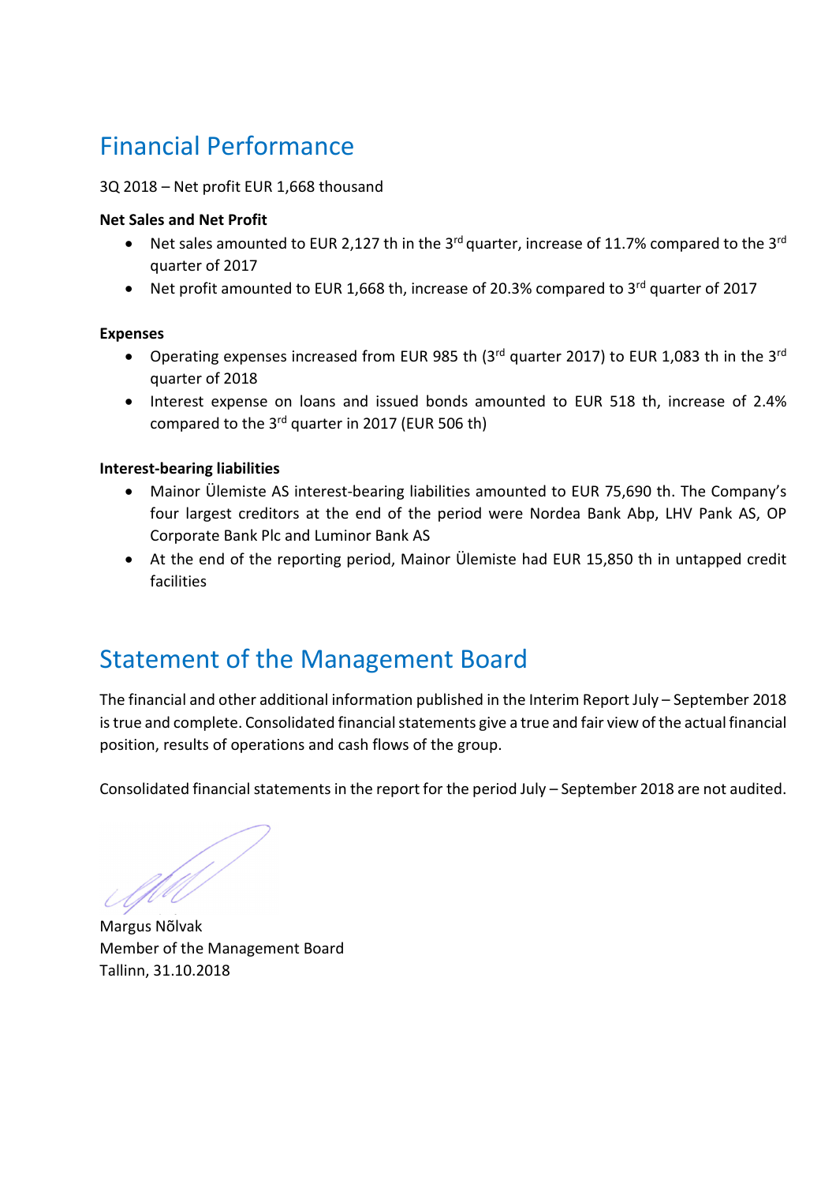# Financial Performance

3Q 2018 – Net profit EUR 1,668 thousand

**Net Sales and Net Profit**

- Net sales amounted to EUR 2,127 th in the 3rd quarter, increase of 11.7% compared to the 3rd quarter of 2017
- Net profit amounted to EUR 1,668 th, increase of 20.3% compared to 3rd quarter of 2017

**Expenses**

- Operating expenses increased from EUR 985 th (3rd quarter 2017) to EUR 1,083 th in the 3rd quarter of 2018
- Interest expense on loans and issued bonds amounted to EUR 518 th, increase of 2.4% compared to the 3rd quarter in 2017 (EUR 506 th)

**Interest-bearing liabilities**

- Mainor Ülemiste AS interest-bearing liabilities amounted to EUR 75,690 th. The Company's four largest creditors at the end of the period were Nordea Bank Abp, LHV Pank AS, OP Corporate Bank Plc and Luminor Bank AS
- At the end of the reporting period, Mainor Ülemiste had EUR 15,850 th in untapped credit facilities

# Statement of the Management Board

The financial and other additional information published in the Interim Report July – September 2018 is true and complete. Consolidated financial statements give a true and fair view of the actual financial position, results of operations and cash flows of the group.

Consolidated financial statements in the report for the period July – September 2018 are not audited.

Margus Nõlvak
Member of the Management Board
Tallinn, 31.10.2018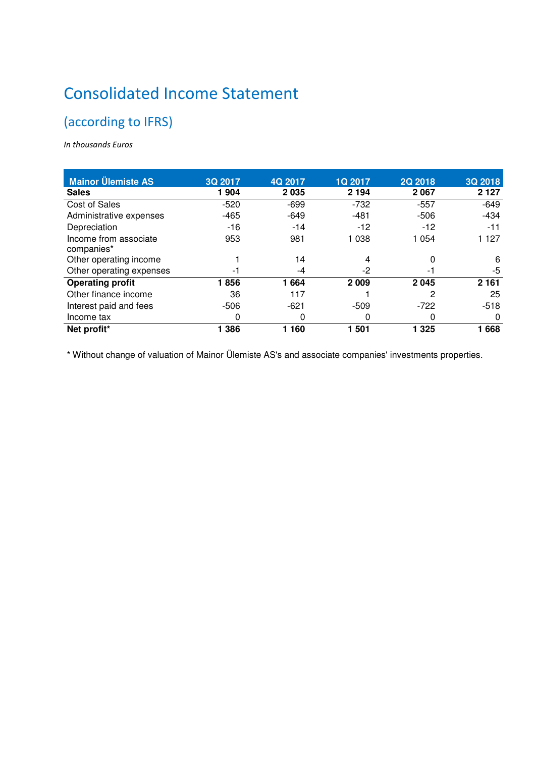# Consolidated Income Statement

## (according to IFRS)

*In thousands Euros*

| Mainor Ülemiste AS | 3Q 2017 | 4Q 2017 | 1Q 2017 | 2Q 2018 | 3Q 2018 |
|---|---|---|---|---|---|
| **Sales** | **1 904** | **2 035** | **2 194** | **2 067** | **2 127** |
| Cost of Sales | -520 | -699 | -732 | -557 | -649 |
| Administrative expenses | -465 | -649 | -481 | -506 | -434 |
| Depreciation | -16 | -14 | -12 | -12 | -11 |
| Income from associate companies* | 953 | 981 | 1 038 | 1 054 | 1 127 |
| Other operating income | 1 | 14 | 4 | 0 | 6 |
| Other operating expenses | -1 | -4 | -2 | -1 | -5 |
| **Operating profit** | **1 856** | **1 664** | **2 009** | **2 045** | **2 161** |
| Other finance income | 36 | 117 | 1 | 2 | 25 |
| Interest paid and fees | -506 | -621 | -509 | -722 | -518 |
| Income tax | 0 | 0 | 0 | 0 | 0 |
| **Net profit*** | **1 386** | **1 160** | **1 501** | **1 325** | **1 668** |

* Without change of valuation of Mainor Ülemiste AS's and associate companies' investments properties.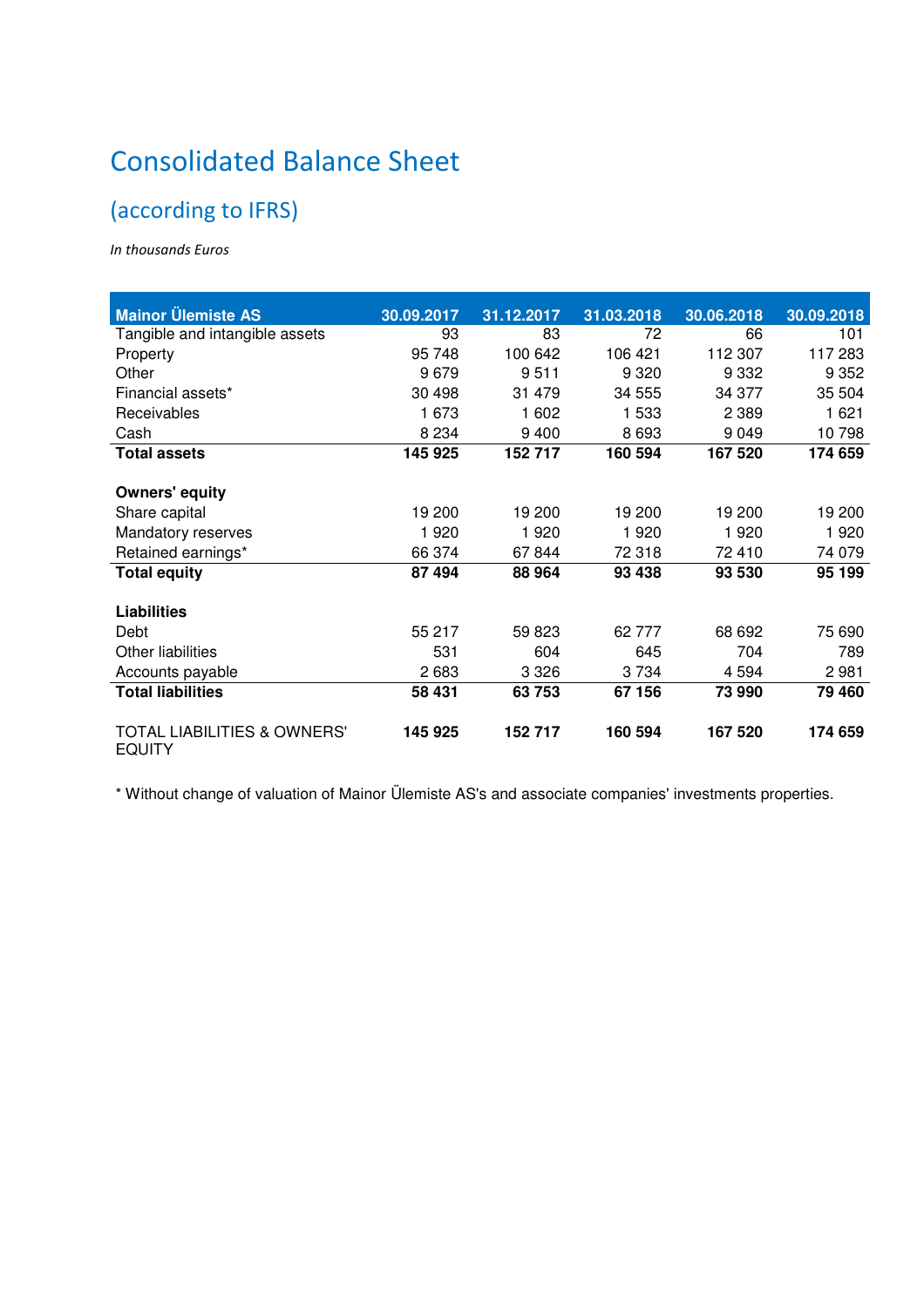# Consolidated Balance Sheet

## (according to IFRS)

*In thousands Euros*

| Mainor Ülemiste AS | 30.09.2017 | 31.12.2017 | 31.03.2018 | 30.06.2018 | 30.09.2018 |
|---|---|---|---|---|---|
| Tangible and intangible assets | 93 | 83 | 72 | 66 | 101 |
| Property | 95 748 | 100 642 | 106 421 | 112 307 | 117 283 |
| Other | 9 679 | 9 511 | 9 320 | 9 332 | 9 352 |
| Financial assets* | 30 498 | 31 479 | 34 555 | 34 377 | 35 504 |
| Receivables | 1 673 | 1 602 | 1 533 | 2 389 | 1 621 |
| Cash | 8 234 | 9 400 | 8 693 | 9 049 | 10 798 |
| **Total assets** | **145 925** | **152 717** | **160 594** | **167 520** | **174 659** |
| | | | | | |
| **Owners' equity** | | | | | |
| Share capital | 19 200 | 19 200 | 19 200 | 19 200 | 19 200 |
| Mandatory reserves | 1 920 | 1 920 | 1 920 | 1 920 | 1 920 |
| Retained earnings* | 66 374 | 67 844 | 72 318 | 72 410 | 74 079 |
| **Total equity** | **87 494** | **88 964** | **93 438** | **93 530** | **95 199** |
| | | | | | |
| **Liabilities** | | | | | |
| Debt | 55 217 | 59 823 | 62 777 | 68 692 | 75 690 |
| Other liabilities | 531 | 604 | 645 | 704 | 789 |
| Accounts payable | 2 683 | 3 326 | 3 734 | 4 594 | 2 981 |
| **Total liabilities** | **58 431** | **63 753** | **67 156** | **73 990** | **79 460** |
| | | | | | |
| TOTAL LIABILITIES & OWNERS' EQUITY | **145 925** | **152 717** | **160 594** | **167 520** | **174 659** |

* Without change of valuation of Mainor Ülemiste AS's and associate companies' investments properties.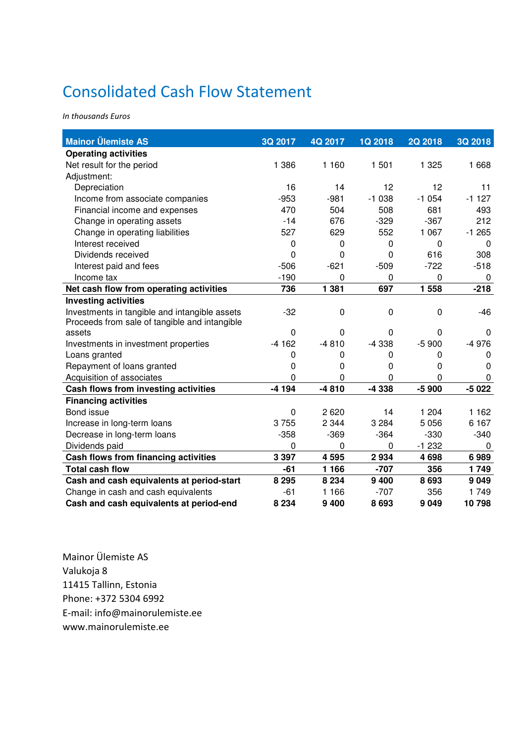# Consolidated Cash Flow Statement

*In thousands Euros*

| Mainor Ülemiste AS | 3Q 2017 | 4Q 2017 | 1Q 2018 | 2Q 2018 | 3Q 2018 |
|---|---|---|---|---|---|
| **Operating activities** | | | | | |
| Net result for the period | 1 386 | 1 160 | 1 501 | 1 325 | 1 668 |
| Adjustment: | | | | | |
| Depreciation | 16 | 14 | 12 | 12 | 11 |
| Income from associate companies | -953 | -981 | -1 038 | -1 054 | -1 127 |
| Financial income and expenses | 470 | 504 | 508 | 681 | 493 |
| Change in operating assets | -14 | 676 | -329 | -367 | 212 |
| Change in operating liabilities | 527 | 629 | 552 | 1 067 | -1 265 |
| Interest received | 0 | 0 | 0 | 0 | 0 |
| Dividends received | 0 | 0 | 0 | 616 | 308 |
| Interest paid and fees | -506 | -621 | -509 | -722 | -518 |
| Income tax | -190 | 0 | 0 | 0 | 0 |
| **Net cash flow from operating activities** | **736** | **1 381** | **697** | **1 558** | **-218** |
| **Investing activities** | | | | | |
| Investments in tangible and intangible assets | -32 | 0 | 0 | 0 | -46 |
| Proceeds from sale of tangible and intangible assets | 0 | 0 | 0 | 0 | 0 |
| Investments in investment properties | -4 162 | -4 810 | -4 338 | -5 900 | -4 976 |
| Loans granted | 0 | 0 | 0 | 0 | 0 |
| Repayment of loans granted | 0 | 0 | 0 | 0 | 0 |
| Acquisition of associates | 0 | 0 | 0 | 0 | 0 |
| **Cash flows from investing activities** | **-4 194** | **-4 810** | **-4 338** | **-5 900** | **-5 022** |
| **Financing activities** | | | | | |
| Bond issue | 0 | 2 620 | 14 | 1 204 | 1 162 |
| Increase in long-term loans | 3 755 | 2 344 | 3 284 | 5 056 | 6 167 |
| Decrease in long-term loans | -358 | -369 | -364 | -330 | -340 |
| Dividends paid | 0 | 0 | 0 | -1 232 | 0 |
| **Cash flows from financing activities** | **3 397** | **4 595** | **2 934** | **4 698** | **6 989** |
| **Total cash flow** | **-61** | **1 166** | **-707** | **356** | **1 749** |
| **Cash and cash equivalents at period-start** | **8 295** | **8 234** | **9 400** | **8 693** | **9 049** |
| Change in cash and cash equivalents | -61 | 1 166 | -707 | 356 | 1 749 |
| **Cash and cash equivalents at period-end** | **8 234** | **9 400** | **8 693** | **9 049** | **10 798** |

Mainor Ülemiste AS
Valukoja 8
11415 Tallinn, Estonia
Phone: +372 5304 6992
E-mail: info@mainorulemiste.ee
www.mainorulemiste.ee